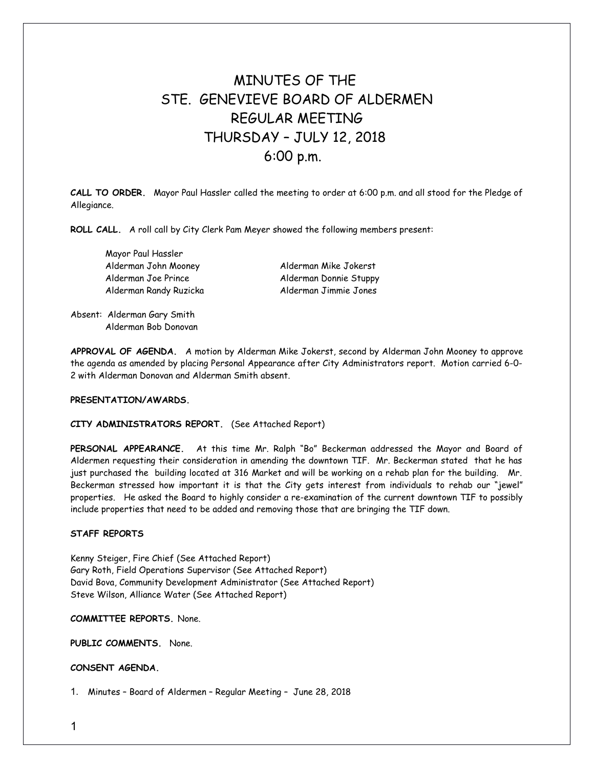# MINUTES OF THE
# STE. GENEVIEVE BOARD OF ALDERMEN
# REGULAR MEETING
# THURSDAY – JULY 12, 2018
# 6:00 p.m.

**CALL TO ORDER.** Mayor Paul Hassler called the meeting to order at 6:00 p.m. and all stood for the Pledge of Allegiance.

**ROLL CALL.** A roll call by City Clerk Pam Meyer showed the following members present:

Mayor Paul Hassler
Alderman John Mooney
Alderman Joe Prince
Alderman Randy Ruzicka
Alderman Mike Jokerst
Alderman Donnie Stuppy
Alderman Jimmie Jones

Absent: Alderman Gary Smith
Alderman Bob Donovan

**APPROVAL OF AGENDA.** A motion by Alderman Mike Jokerst, second by Alderman John Mooney to approve the agenda as amended by placing Personal Appearance after City Administrators report. Motion carried 6-0-2 with Alderman Donovan and Alderman Smith absent.

**PRESENTATION/AWARDS.**

**CITY ADMINISTRATORS REPORT.** (See Attached Report)

**PERSONAL APPEARANCE.** At this time Mr. Ralph "Bo" Beckerman addressed the Mayor and Board of Aldermen requesting their consideration in amending the downtown TIF. Mr. Beckerman stated that he has just purchased the building located at 316 Market and will be working on a rehab plan for the building. Mr. Beckerman stressed how important it is that the City gets interest from individuals to rehab our "jewel" properties. He asked the Board to highly consider a re-examination of the current downtown TIF to possibly include properties that need to be added and removing those that are bringing the TIF down.

**STAFF REPORTS**

Kenny Steiger, Fire Chief (See Attached Report)
Gary Roth, Field Operations Supervisor (See Attached Report)
David Bova, Community Development Administrator (See Attached Report)
Steve Wilson, Alliance Water (See Attached Report)

**COMMITTEE REPORTS.** None.

**PUBLIC COMMENTS.** None.

**CONSENT AGENDA.**

1. Minutes – Board of Aldermen – Regular Meeting – June 28, 2018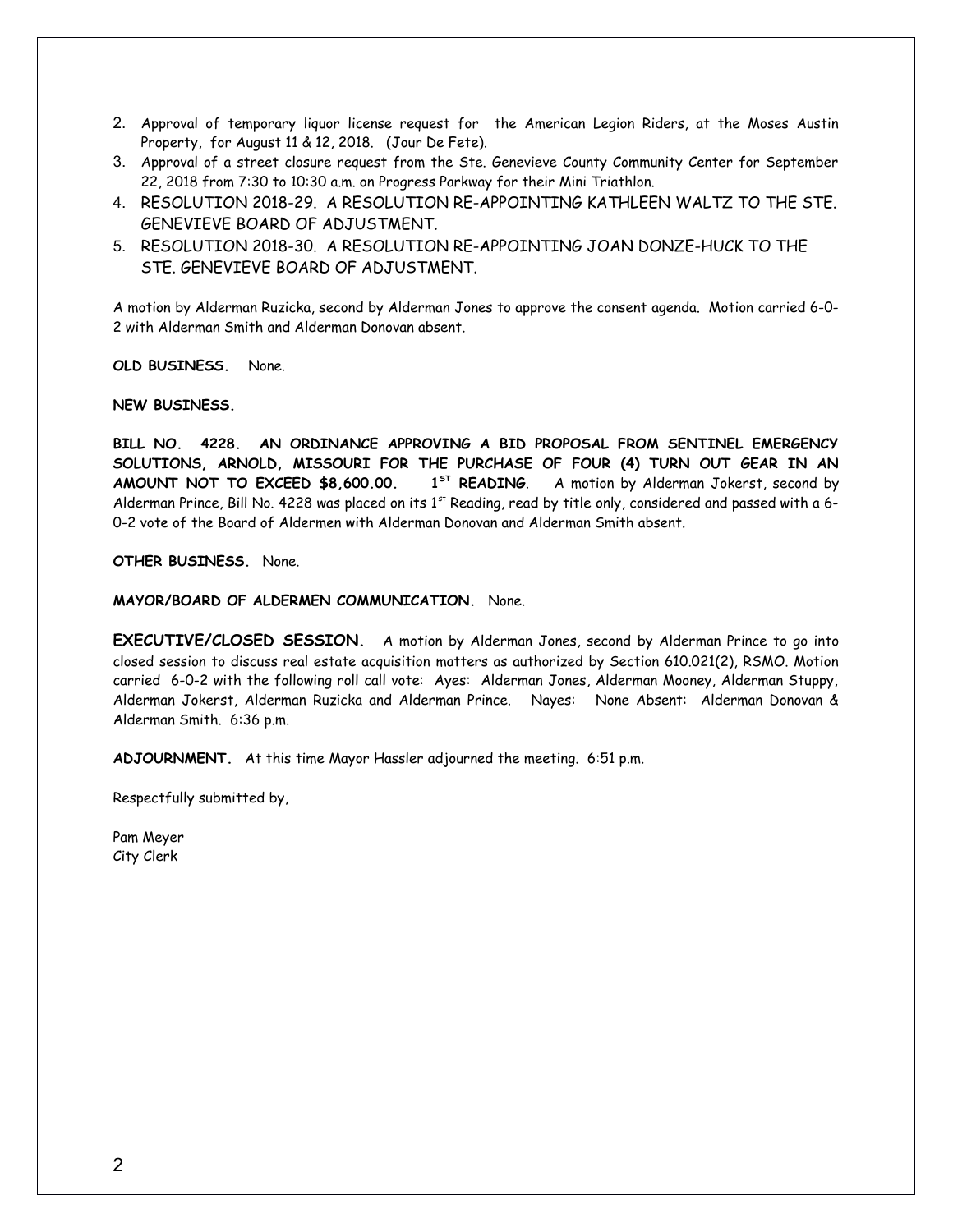2. Approval of temporary liquor license request for the American Legion Riders, at the Moses Austin Property, for August 11 & 12, 2018. (Jour De Fete).
3. Approval of a street closure request from the Ste. Genevieve County Community Center for September 22, 2018 from 7:30 to 10:30 a.m. on Progress Parkway for their Mini Triathlon.
4. RESOLUTION 2018-29. A RESOLUTION RE-APPOINTING KATHLEEN WALTZ TO THE STE. GENEVIEVE BOARD OF ADJUSTMENT.
5. RESOLUTION 2018-30. A RESOLUTION RE-APPOINTING JOAN DONZE-HUCK TO THE STE. GENEVIEVE BOARD OF ADJUSTMENT.

A motion by Alderman Ruzicka, second by Alderman Jones to approve the consent agenda. Motion carried 6-0-2 with Alderman Smith and Alderman Donovan absent.

**OLD BUSINESS.** None.

**NEW BUSINESS.**

**BILL NO. 4228. AN ORDINANCE APPROVING A BID PROPOSAL FROM SENTINEL EMERGENCY SOLUTIONS, ARNOLD, MISSOURI FOR THE PURCHASE OF FOUR (4) TURN OUT GEAR IN AN AMOUNT NOT TO EXCEED $8,600.00. 1ST READING**. A motion by Alderman Jokerst, second by Alderman Prince, Bill No. 4228 was placed on its 1st Reading, read by title only, considered and passed with a 6-0-2 vote of the Board of Aldermen with Alderman Donovan and Alderman Smith absent.

**OTHER BUSINESS.** None.

**MAYOR/BOARD OF ALDERMEN COMMUNICATION.** None.

**EXECUTIVE/CLOSED SESSION.** A motion by Alderman Jones, second by Alderman Prince to go into closed session to discuss real estate acquisition matters as authorized by Section 610.021(2), RSMO. Motion carried 6-0-2 with the following roll call vote: Ayes: Alderman Jones, Alderman Mooney, Alderman Stuppy, Alderman Jokerst, Alderman Ruzicka and Alderman Prince. Nayes: None Absent: Alderman Donovan & Alderman Smith. 6:36 p.m.

**ADJOURNMENT.** At this time Mayor Hassler adjourned the meeting. 6:51 p.m.

Respectfully submitted by,

Pam Meyer
City Clerk